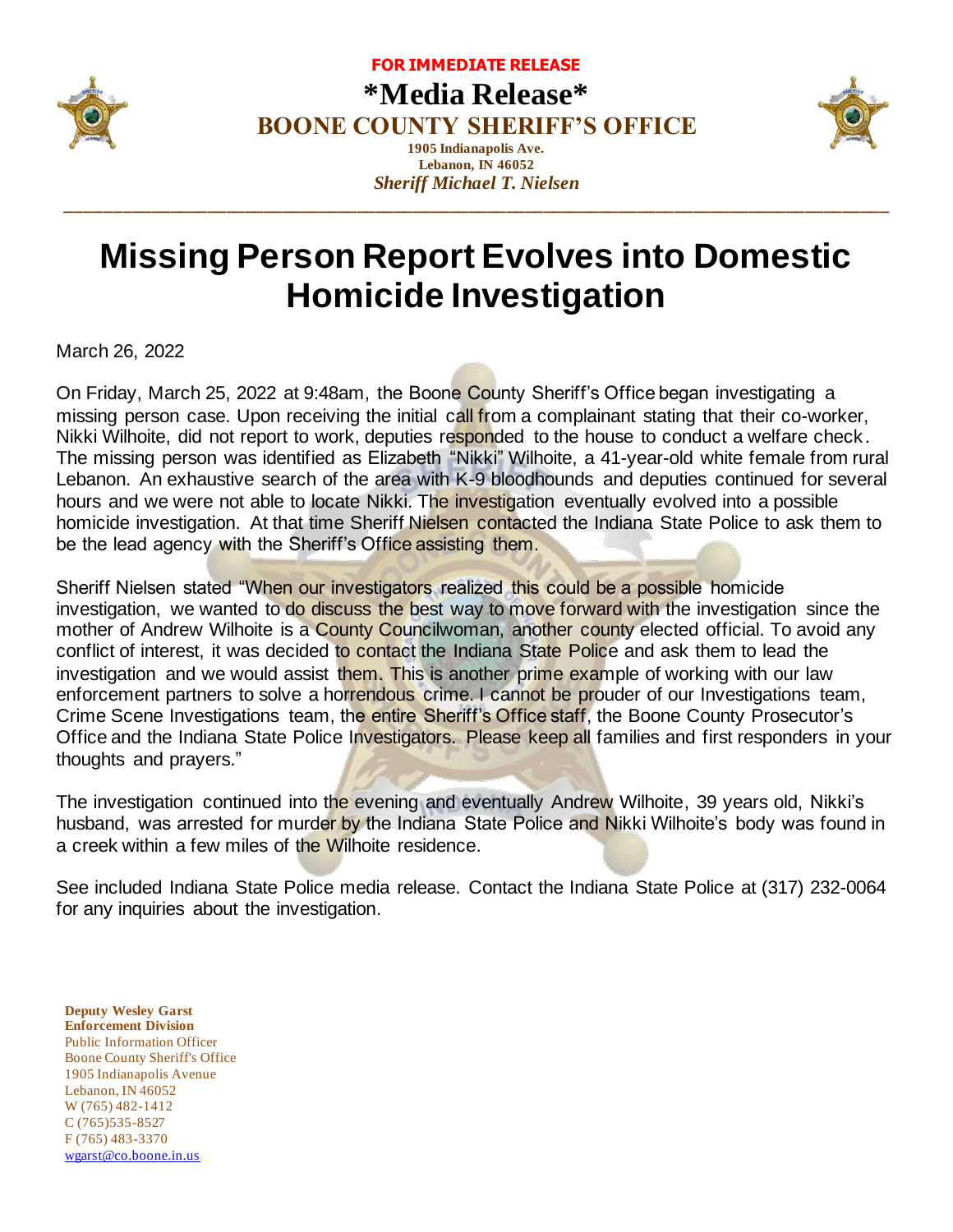**FOR IMMEDIATE RELEASE**

# *Media Release*

## BOONE COUNTY SHERIFF'S OFFICE

**1905 Indianapolis Ave.**
**Lebanon, IN 46052**
***Sheriff Michael T. Nielsen***

---

# Missing Person Report Evolves into Domestic Homicide Investigation

March 26, 2022

On Friday, March 25, 2022 at 9:48am, the Boone County Sheriff's Office began investigating a missing person case. Upon receiving the initial call from a complainant stating that their co-worker, Nikki Wilhoite, did not report to work, deputies responded to the house to conduct a welfare check. The missing person was identified as Elizabeth "Nikki" Wilhoite, a 41-year-old white female from rural Lebanon. An exhaustive search of the area with K-9 bloodhounds and deputies continued for several hours and we were not able to locate Nikki. The investigation eventually evolved into a possible homicide investigation. At that time Sheriff Nielsen contacted the Indiana State Police to ask them to be the lead agency with the Sheriff's Office assisting them.

Sheriff Nielsen stated "When our investigators realized this could be a possible homicide investigation, we wanted to do discuss the best way to move forward with the investigation since the mother of Andrew Wilhoite is a County Councilwoman, another county elected official. To avoid any conflict of interest, it was decided to contact the Indiana State Police and ask them to lead the investigation and we would assist them. This is another prime example of working with our law enforcement partners to solve a horrendous crime. I cannot be prouder of our Investigations team, Crime Scene Investigations team, the entire Sheriff's Office staff, the Boone County Prosecutor's Office and the Indiana State Police Investigators. Please keep all families and first responders in your thoughts and prayers."

The investigation continued into the evening and eventually Andrew Wilhoite, 39 years old, Nikki's husband, was arrested for murder by the Indiana State Police and Nikki Wilhoite's body was found in a creek within a few miles of the Wilhoite residence.

See included Indiana State Police media release. Contact the Indiana State Police at (317) 232-0064 for any inquiries about the investigation.

**Deputy Wesley Garst**
**Enforcement Division**
Public Information Officer
Boone County Sheriff's Office
1905 Indianapolis Avenue
Lebanon, IN 46052
W (765) 482-1412
C (765)535-8527
F (765) 483-3370
wgarst@co.boone.in.us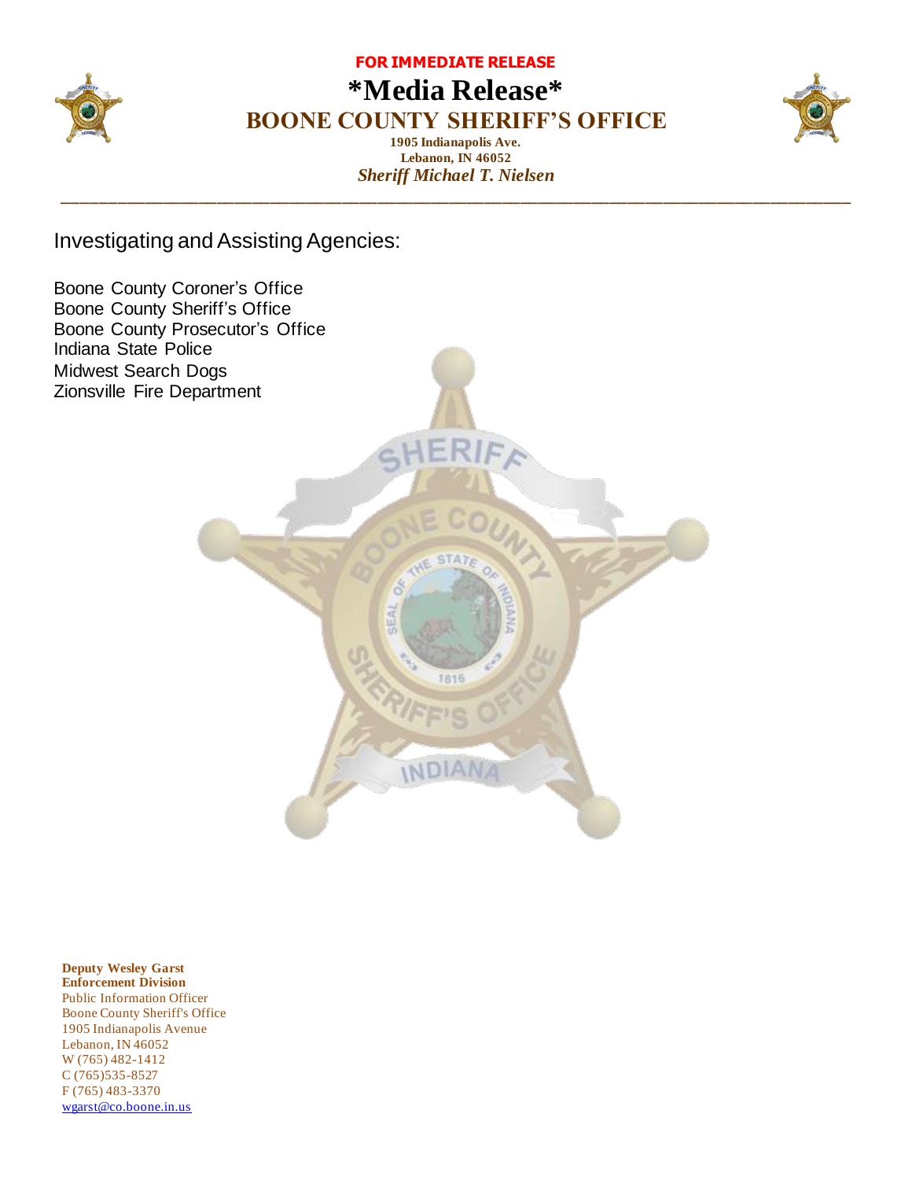FOR IMMEDIATE RELEASE

# *Media Release*

## BOONE COUNTY SHERIFF'S OFFICE

**1905 Indianapolis Ave.**
**Lebanon, IN 46052**
***Sheriff Michael T. Nielsen***

Investigating and Assisting Agencies:

Boone County Coroner's Office
Boone County Sheriff's Office
Boone County Prosecutor's Office
Indiana State Police
Midwest Search Dogs
Zionsville Fire Department

**Deputy Wesley Garst**
**Enforcement Division**
Public Information Officer
Boone County Sheriff's Office
1905 Indianapolis Avenue
Lebanon, IN 46052
W (765) 482-1412
C (765)535-8527
F (765) 483-3370
wgarst@co.boone.in.us